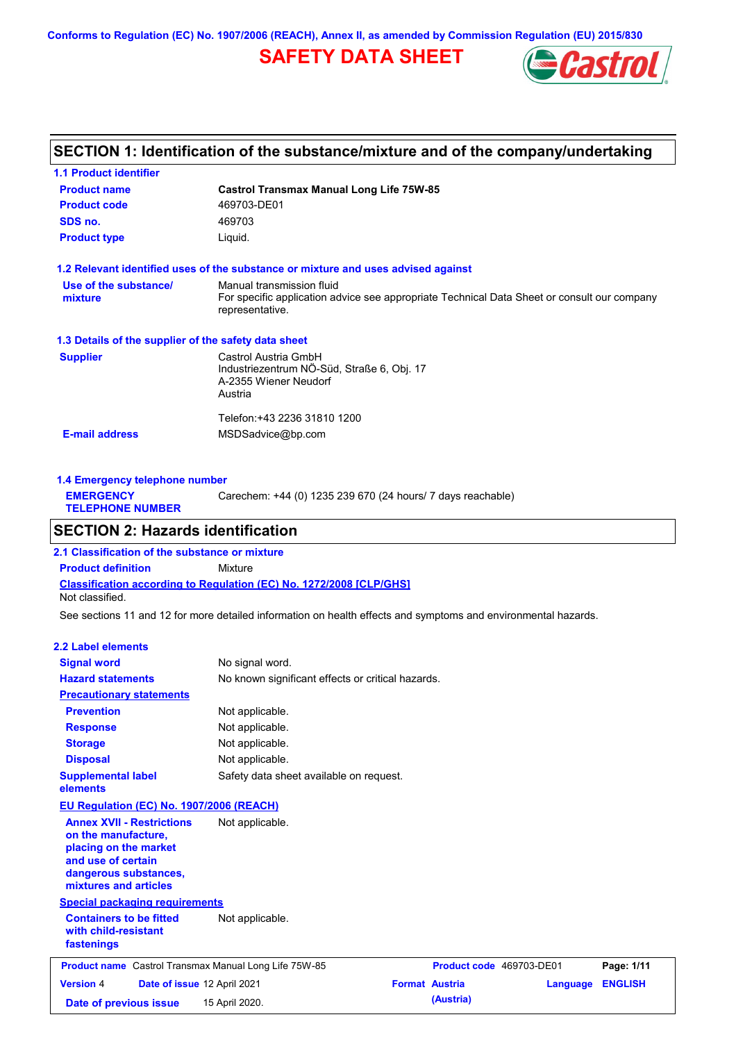Conforms to Regulation (EC) No. 1907/2006 (REACH), Annex II, as amended by Commission Regulation (EU) 2015/830

# SAFETY DATA SHEET

## SECTION 1: Identification of the substance/mixture and of the company/undertaking

### 1.1 Product identifier

| | |
|---|---|
| **Product name** | **Castrol Transmax Manual Long Life 75W-85** |
| **Product code** | 469703-DE01 |
| **SDS no.** | 469703 |
| **Product type** | Liquid. |

### 1.2 Relevant identified uses of the substance or mixture and uses advised against

| | |
|---|---|
| **Use of the substance/ mixture** | Manual transmission fluid<br>For specific application advice see appropriate Technical Data Sheet or consult our company representative. |

### 1.3 Details of the supplier of the safety data sheet

| | |
|---|---|
| **Supplier** | Castrol Austria GmbH<br>Industriezentrum NÖ-Süd, Straße 6, Obj. 17<br>A-2355 Wiener Neudorf<br>Austria<br><br>Telefon:+43 2236 31810 1200 |
| **E-mail address** | MSDSadvice@bp.com |

### 1.4 Emergency telephone number

| | |
|---|---|
| **EMERGENCY TELEPHONE NUMBER** | Carechem: +44 (0) 1235 239 670 (24 hours/ 7 days reachable) |

## SECTION 2: Hazards identification

### 2.1 Classification of the substance or mixture

**Product definition** Mixture

**Classification according to Regulation (EC) No. 1272/2008 [CLP/GHS]**

Not classified.

See sections 11 and 12 for more detailed information on health effects and symptoms and environmental hazards.

### 2.2 Label elements

| | |
|---|---|
| **Signal word** | No signal word. |
| **Hazard statements** | No known significant effects or critical hazards. |
| **Precautionary statements** | |
| **Prevention** | Not applicable. |
| **Response** | Not applicable. |
| **Storage** | Not applicable. |
| **Disposal** | Not applicable. |
| **Supplemental label elements** | Safety data sheet available on request. |

**EU Regulation (EC) No. 1907/2006 (REACH)**

| | |
|---|---|
| **Annex XVII - Restrictions on the manufacture, placing on the market and use of certain dangerous substances, mixtures and articles** | Not applicable. |

**Special packaging requirements**

| | |
|---|---|
| **Containers to be fitted with child-resistant fastenings** | Not applicable. |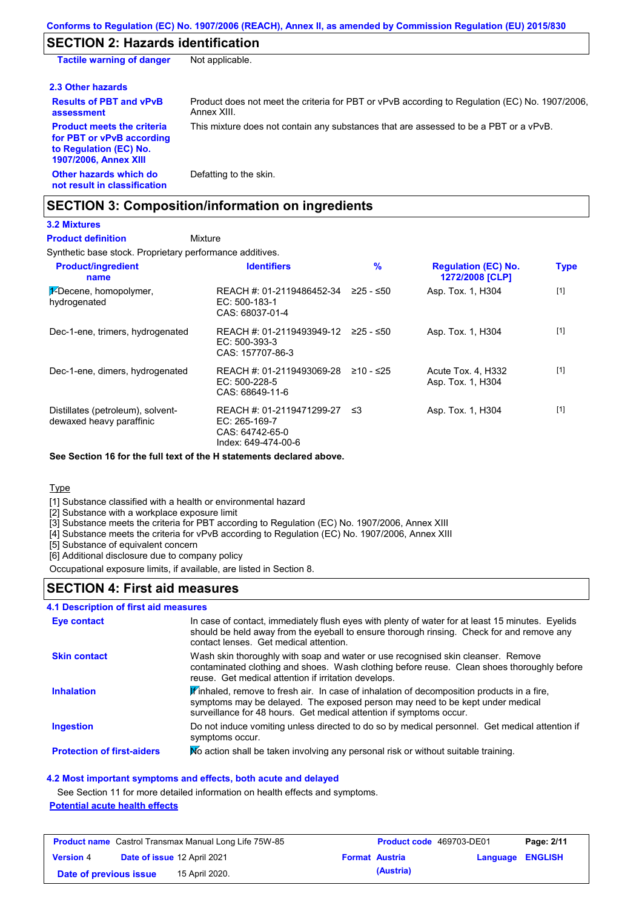Conforms to Regulation (EC) No. 1907/2006 (REACH), Annex II, as amended by Commission Regulation (EU) 2015/830

## SECTION 2: Hazards identification

**Tactile warning of danger** Not applicable.

### 2.3 Other hazards

**Results of PBT and vPvB assessment** Product does not meet the criteria for PBT or vPvB according to Regulation (EC) No. 1907/2006, Annex XIII.

**Product meets the criteria for PBT or vPvB according to Regulation (EC) No. 1907/2006, Annex XIII** This mixture does not contain any substances that are assessed to be a PBT or a vPvB.

**Other hazards which do not result in classification** Defatting to the skin.

## SECTION 3: Composition/information on ingredients

### 3.2 Mixtures

**Product definition** Mixture

Synthetic base stock. Proprietary performance additives.

| Product/ingredient name | Identifiers | % | Regulation (EC) No. 1272/2008 [CLP] | Type |
|---|---|---|---|---|
| 1-Decene, homopolymer, hydrogenated | REACH #: 01-2119486452-34<br>EC: 500-183-1<br>CAS: 68037-01-4 | ≥25 - ≤50 | Asp. Tox. 1, H304 | [1] |
| Dec-1-ene, trimers, hydrogenated | REACH #: 01-2119493949-12<br>EC: 500-393-3<br>CAS: 157707-86-3 | ≥25 - ≤50 | Asp. Tox. 1, H304 | [1] |
| Dec-1-ene, dimers, hydrogenated | REACH #: 01-2119493069-28<br>EC: 500-228-5<br>CAS: 68649-11-6 | ≥10 - ≤25 | Acute Tox. 4, H332<br>Asp. Tox. 1, H304 | [1] |
| Distillates (petroleum), solvent-dewaxed heavy paraffinic | REACH #: 01-2119471299-27<br>EC: 265-169-7<br>CAS: 64742-65-0<br>Index: 649-474-00-6 | ≤3 | Asp. Tox. 1, H304 | [1] |

**See Section 16 for the full text of the H statements declared above.**

Type

[1] Substance classified with a health or environmental hazard
[2] Substance with a workplace exposure limit
[3] Substance meets the criteria for PBT according to Regulation (EC) No. 1907/2006, Annex XIII
[4] Substance meets the criteria for vPvB according to Regulation (EC) No. 1907/2006, Annex XIII
[5] Substance of equivalent concern
[6] Additional disclosure due to company policy

Occupational exposure limits, if available, are listed in Section 8.

## SECTION 4: First aid measures

### 4.1 Description of first aid measures

**Eye contact** In case of contact, immediately flush eyes with plenty of water for at least 15 minutes. Eyelids should be held away from the eyeball to ensure thorough rinsing. Check for and remove any contact lenses. Get medical attention.

**Skin contact** Wash skin thoroughly with soap and water or use recognised skin cleanser. Remove contaminated clothing and shoes. Wash clothing before reuse. Clean shoes thoroughly before reuse. Get medical attention if irritation develops.

**Inhalation** If inhaled, remove to fresh air. In case of inhalation of decomposition products in a fire, symptoms may be delayed. The exposed person may need to be kept under medical surveillance for 48 hours. Get medical attention if symptoms occur.

**Ingestion** Do not induce vomiting unless directed to do so by medical personnel. Get medical attention if symptoms occur.

**Protection of first-aiders** No action shall be taken involving any personal risk or without suitable training.

### 4.2 Most important symptoms and effects, both acute and delayed

See Section 11 for more detailed information on health effects and symptoms.

**Potential acute health effects**

| | | | |
|---|---|---|---|
| **Product name** Castrol Transmax Manual Long Life 75W-85 | | **Product code** 469703-DE01 | |
| **Version** 4 | **Date of issue** 12 April 2021 | **Format** Austria (Austria) | **Language** ENGLISH |
| **Date of previous issue** | 15 April 2020. | | |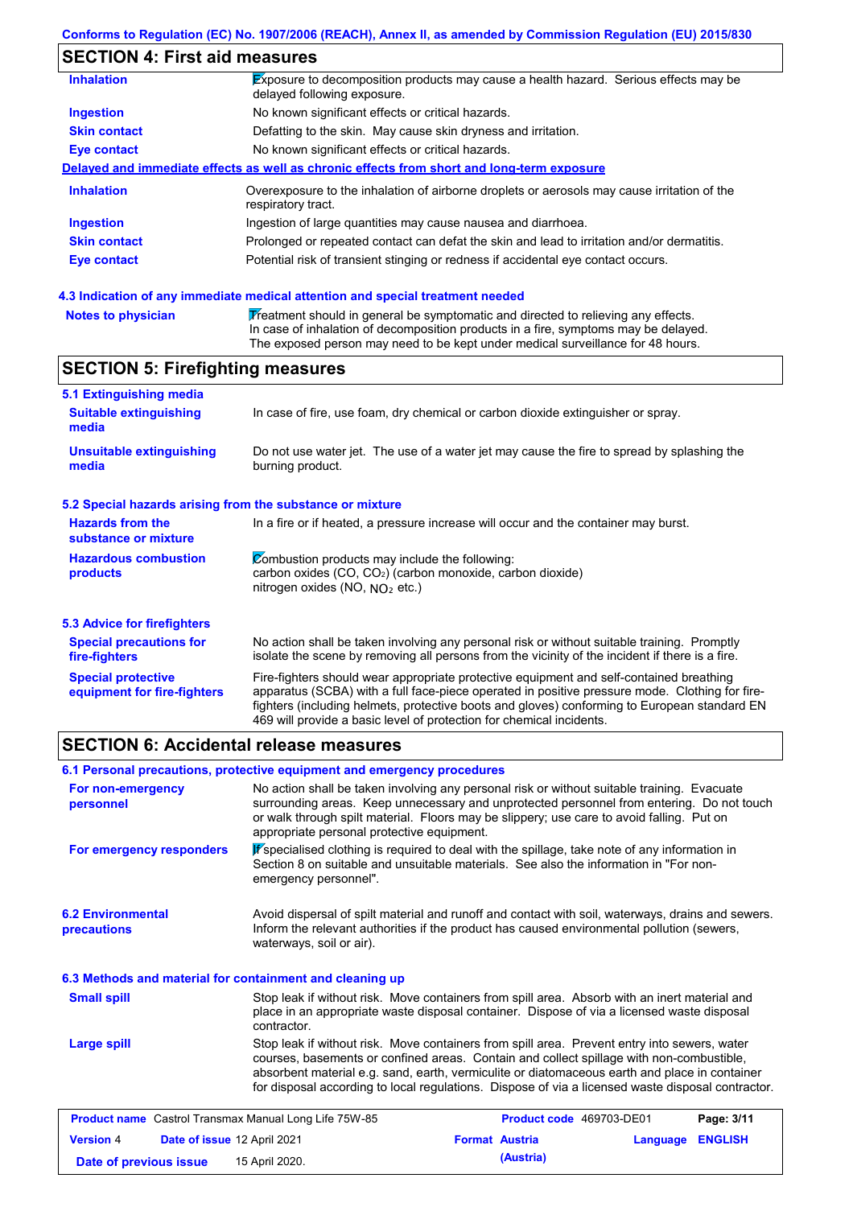## SECTION 4: First aid measures

| | |
|---|---|
| **Inhalation** | Exposure to decomposition products may cause a health hazard. Serious effects may be delayed following exposure. |
| **Ingestion** | No known significant effects or critical hazards. |
| **Skin contact** | Defatting to the skin. May cause skin dryness and irritation. |
| **Eye contact** | No known significant effects or critical hazards. |

**Delayed and immediate effects as well as chronic effects from short and long-term exposure**

| | |
|---|---|
| **Inhalation** | Overexposure to the inhalation of airborne droplets or aerosols may cause irritation of the respiratory tract. |
| **Ingestion** | Ingestion of large quantities may cause nausea and diarrhoea. |
| **Skin contact** | Prolonged or repeated contact can defat the skin and lead to irritation and/or dermatitis. |
| **Eye contact** | Potential risk of transient stinging or redness if accidental eye contact occurs. |

### 4.3 Indication of any immediate medical attention and special treatment needed

| | |
|---|---|
| **Notes to physician** | Treatment should in general be symptomatic and directed to relieving any effects. In case of inhalation of decomposition products in a fire, symptoms may be delayed. The exposed person may need to be kept under medical surveillance for 48 hours. |

## SECTION 5: Firefighting measures

### 5.1 Extinguishing media

| | |
|---|---|
| **Suitable extinguishing media** | In case of fire, use foam, dry chemical or carbon dioxide extinguisher or spray. |
| **Unsuitable extinguishing media** | Do not use water jet. The use of a water jet may cause the fire to spread by splashing the burning product. |

### 5.2 Special hazards arising from the substance or mixture

| | |
|---|---|
| **Hazards from the substance or mixture** | In a fire or if heated, a pressure increase will occur and the container may burst. |
| **Hazardous combustion products** | Combustion products may include the following: carbon oxides ($CO$, $CO_2$) (carbon monoxide, carbon dioxide) nitrogen oxides ($NO$, $NO_2$ etc.) |

### 5.3 Advice for firefighters

| | |
|---|---|
| **Special precautions for fire-fighters** | No action shall be taken involving any personal risk or without suitable training. Promptly isolate the scene by removing all persons from the vicinity of the incident if there is a fire. |
| **Special protective equipment for fire-fighters** | Fire-fighters should wear appropriate protective equipment and self-contained breathing apparatus (SCBA) with a full face-piece operated in positive pressure mode. Clothing for fire-fighters (including helmets, protective boots and gloves) conforming to European standard EN 469 will provide a basic level of protection for chemical incidents. |

## SECTION 6: Accidental release measures

### 6.1 Personal precautions, protective equipment and emergency procedures

| | |
|---|---|
| **For non-emergency personnel** | No action shall be taken involving any personal risk or without suitable training. Evacuate surrounding areas. Keep unnecessary and unprotected personnel from entering. Do not touch or walk through spilt material. Floors may be slippery; use care to avoid falling. Put on appropriate personal protective equipment. |
| **For emergency responders** | If specialised clothing is required to deal with the spillage, take note of any information in Section 8 on suitable and unsuitable materials. See also the information in "For non-emergency personnel". |

| | |
|---|---|
| **6.2 Environmental precautions** | Avoid dispersal of spilt material and runoff and contact with soil, waterways, drains and sewers. Inform the relevant authorities if the product has caused environmental pollution (sewers, waterways, soil or air). |

### 6.3 Methods and material for containment and cleaning up

| | |
|---|---|
| **Small spill** | Stop leak if without risk. Move containers from spill area. Absorb with an inert material and place in an appropriate waste disposal container. Dispose of via a licensed waste disposal contractor. |
| **Large spill** | Stop leak if without risk. Move containers from spill area. Prevent entry into sewers, water courses, basements or confined areas. Contain and collect spillage with non-combustible, absorbent material e.g. sand, earth, vermiculite or diatomaceous earth and place in container for disposal according to local regulations. Dispose of via a licensed waste disposal contractor. |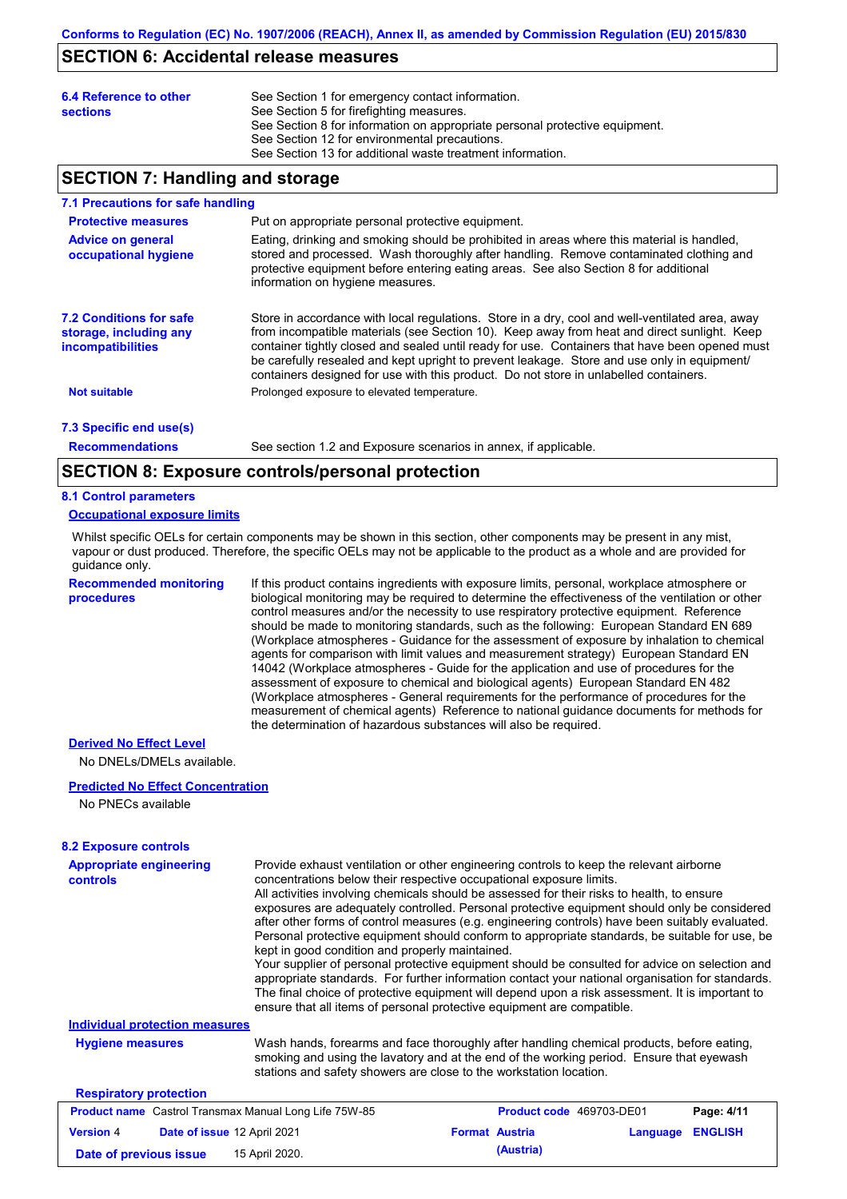## SECTION 6: Accidental release measures

**6.4 Reference to other sections**

See Section 1 for emergency contact information.
See Section 5 for firefighting measures.
See Section 8 for information on appropriate personal protective equipment.
See Section 12 for environmental precautions.
See Section 13 for additional waste treatment information.

## SECTION 7: Handling and storage

### 7.1 Precautions for safe handling

**Protective measures**

Put on appropriate personal protective equipment.

**Advice on general occupational hygiene**

Eating, drinking and smoking should be prohibited in areas where this material is handled, stored and processed. Wash thoroughly after handling. Remove contaminated clothing and protective equipment before entering eating areas. See also Section 8 for additional information on hygiene measures.

### 7.2 Conditions for safe storage, including any incompatibilities

Store in accordance with local regulations. Store in a dry, cool and well-ventilated area, away from incompatible materials (see Section 10). Keep away from heat and direct sunlight. Keep container tightly closed and sealed until ready for use. Containers that have been opened must be carefully resealed and kept upright to prevent leakage. Store and use only in equipment/ containers designed for use with this product. Do not store in unlabelled containers.

**Not suitable**

Prolonged exposure to elevated temperature.

### 7.3 Specific end use(s)

**Recommendations**

See section 1.2 and Exposure scenarios in annex, if applicable.

## SECTION 8: Exposure controls/personal protection

### 8.1 Control parameters

**Occupational exposure limits**

Whilst specific OELs for certain components may be shown in this section, other components may be present in any mist, vapour or dust produced. Therefore, the specific OELs may not be applicable to the product as a whole and are provided for guidance only.

**Recommended monitoring procedures**

If this product contains ingredients with exposure limits, personal, workplace atmosphere or biological monitoring may be required to determine the effectiveness of the ventilation or other control measures and/or the necessity to use respiratory protective equipment. Reference should be made to monitoring standards, such as the following: European Standard EN 689 (Workplace atmospheres - Guidance for the assessment of exposure by inhalation to chemical agents for comparison with limit values and measurement strategy) European Standard EN 14042 (Workplace atmospheres - Guide for the application and use of procedures for the assessment of exposure to chemical and biological agents) European Standard EN 482 (Workplace atmospheres - General requirements for the performance of procedures for the measurement of chemical agents) Reference to national guidance documents for methods for the determination of hazardous substances will also be required.

**Derived No Effect Level**

No DNELs/DMELs available.

**Predicted No Effect Concentration**

No PNECs available

### 8.2 Exposure controls

**Appropriate engineering controls**

Provide exhaust ventilation or other engineering controls to keep the relevant airborne concentrations below their respective occupational exposure limits.
All activities involving chemicals should be assessed for their risks to health, to ensure exposures are adequately controlled. Personal protective equipment should only be considered after other forms of control measures (e.g. engineering controls) have been suitably evaluated. Personal protective equipment should conform to appropriate standards, be suitable for use, be kept in good condition and properly maintained.
Your supplier of personal protective equipment should be consulted for advice on selection and appropriate standards. For further information contact your national organisation for standards.
The final choice of protective equipment will depend upon a risk assessment. It is important to ensure that all items of personal protective equipment are compatible.

**Individual protection measures**

**Hygiene measures**

Wash hands, forearms and face thoroughly after handling chemical products, before eating, smoking and using the lavatory and at the end of the working period. Ensure that eyewash stations and safety showers are close to the workstation location.

**Respiratory protection**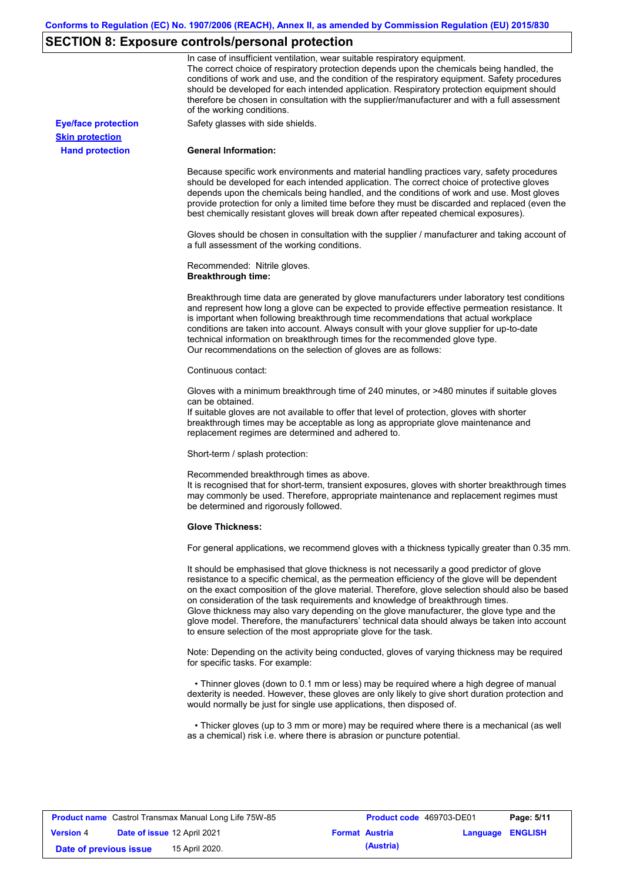## SECTION 8: Exposure controls/personal protection

In case of insufficient ventilation, wear suitable respiratory equipment.
The correct choice of respiratory protection depends upon the chemicals being handled, the conditions of work and use, and the condition of the respiratory equipment. Safety procedures should be developed for each intended application. Respiratory protection equipment should therefore be chosen in consultation with the supplier/manufacturer and with a full assessment of the working conditions.

**Eye/face protection**

Safety glasses with side shields.

**Skin protection**

**Hand protection**

**General Information:**

Because specific work environments and material handling practices vary, safety procedures should be developed for each intended application. The correct choice of protective gloves depends upon the chemicals being handled, and the conditions of work and use. Most gloves provide protection for only a limited time before they must be discarded and replaced (even the best chemically resistant gloves will break down after repeated chemical exposures).

Gloves should be chosen in consultation with the supplier / manufacturer and taking account of a full assessment of the working conditions.

Recommended: Nitrile gloves.
**Breakthrough time:**

Breakthrough time data are generated by glove manufacturers under laboratory test conditions and represent how long a glove can be expected to provide effective permeation resistance. It is important when following breakthrough time recommendations that actual workplace conditions are taken into account. Always consult with your glove supplier for up-to-date technical information on breakthrough times for the recommended glove type.
Our recommendations on the selection of gloves are as follows:

Continuous contact:

Gloves with a minimum breakthrough time of 240 minutes, or >480 minutes if suitable gloves can be obtained.
If suitable gloves are not available to offer that level of protection, gloves with shorter breakthrough times may be acceptable as long as appropriate glove maintenance and replacement regimes are determined and adhered to.

Short-term / splash protection:

Recommended breakthrough times as above.
It is recognised that for short-term, transient exposures, gloves with shorter breakthrough times may commonly be used. Therefore, appropriate maintenance and replacement regimes must be determined and rigorously followed.

**Glove Thickness:**

For general applications, we recommend gloves with a thickness typically greater than 0.35 mm.

It should be emphasised that glove thickness is not necessarily a good predictor of glove resistance to a specific chemical, as the permeation efficiency of the glove will be dependent on the exact composition of the glove material. Therefore, glove selection should also be based on consideration of the task requirements and knowledge of breakthrough times.
Glove thickness may also vary depending on the glove manufacturer, the glove type and the glove model. Therefore, the manufacturers' technical data should always be taken into account to ensure selection of the most appropriate glove for the task.

Note: Depending on the activity being conducted, gloves of varying thickness may be required for specific tasks. For example:

- Thinner gloves (down to 0.1 mm or less) may be required where a high degree of manual dexterity is needed. However, these gloves are only likely to give short duration protection and would normally be just for single use applications, then disposed of.

- Thicker gloves (up to 3 mm or more) may be required where there is a mechanical (as well as a chemical) risk i.e. where there is abrasion or puncture potential.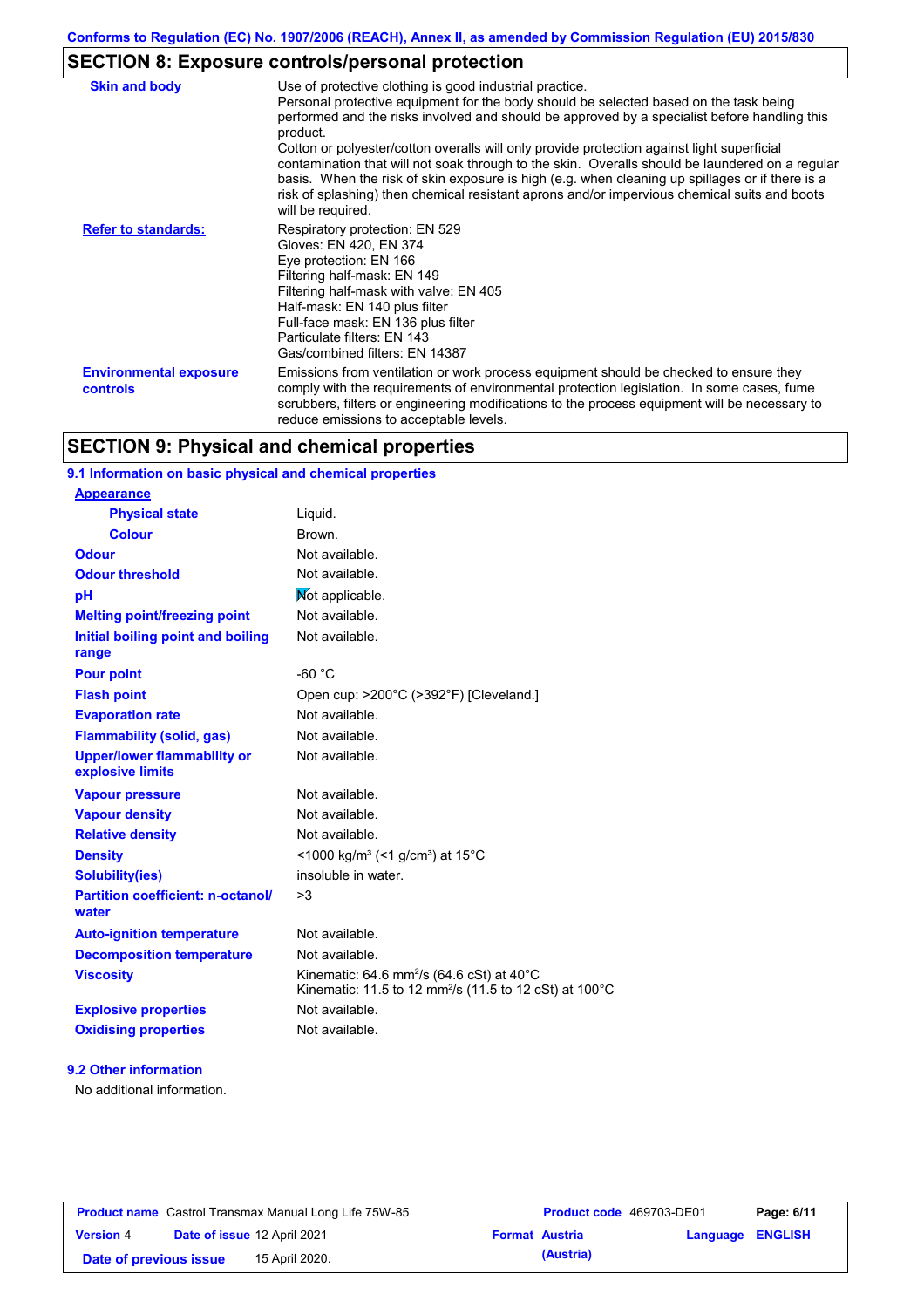## SECTION 8: Exposure controls/personal protection

| | |
|---|---|
| **Skin and body** | Use of protective clothing is good industrial practice.<br>Personal protective equipment for the body should be selected based on the task being performed and the risks involved and should be approved by a specialist before handling this product.<br>Cotton or polyester/cotton overalls will only provide protection against light superficial contamination that will not soak through to the skin. Overalls should be laundered on a regular basis. When the risk of skin exposure is high (e.g. when cleaning up spillages or if there is a risk of splashing) then chemical resistant aprons and/or impervious chemical suits and boots will be required. |
| **Refer to standards:** | Respiratory protection: EN 529<br>Gloves: EN 420, EN 374<br>Eye protection: EN 166<br>Filtering half-mask: EN 149<br>Filtering half-mask with valve: EN 405<br>Half-mask: EN 140 plus filter<br>Full-face mask: EN 136 plus filter<br>Particulate filters: EN 143<br>Gas/combined filters: EN 14387 |
| **Environmental exposure controls** | Emissions from ventilation or work process equipment should be checked to ensure they comply with the requirements of environmental protection legislation. In some cases, fume scrubbers, filters or engineering modifications to the process equipment will be necessary to reduce emissions to acceptable levels. |

## SECTION 9: Physical and chemical properties

### 9.1 Information on basic physical and chemical properties

| | |
|---|---|
| **Appearance** | |
| **Physical state** | Liquid. |
| **Colour** | Brown. |
| **Odour** | Not available. |
| **Odour threshold** | Not available. |
| **pH** | Not applicable. |
| **Melting point/freezing point** | Not available. |
| **Initial boiling point and boiling range** | Not available. |
| **Pour point** | -60 °C |
| **Flash point** | Open cup: >200°C (>392°F) [Cleveland.] |
| **Evaporation rate** | Not available. |
| **Flammability (solid, gas)** | Not available. |
| **Upper/lower flammability or explosive limits** | Not available. |
| **Vapour pressure** | Not available. |
| **Vapour density** | Not available. |
| **Relative density** | Not available. |
| **Density** | <1000 kg/m³ (<1 g/cm³) at 15°C |
| **Solubility(ies)** | insoluble in water. |
| **Partition coefficient: n-octanol/water** | >3 |
| **Auto-ignition temperature** | Not available. |
| **Decomposition temperature** | Not available. |
| **Viscosity** | Kinematic: 64.6 $mm^2/s$ (64.6 cSt) at 40°C<br>Kinematic: 11.5 to 12 $mm^2/s$ (11.5 to 12 cSt) at 100°C |
| **Explosive properties** | Not available. |
| **Oxidising properties** | Not available. |

### 9.2 Other information

No additional information.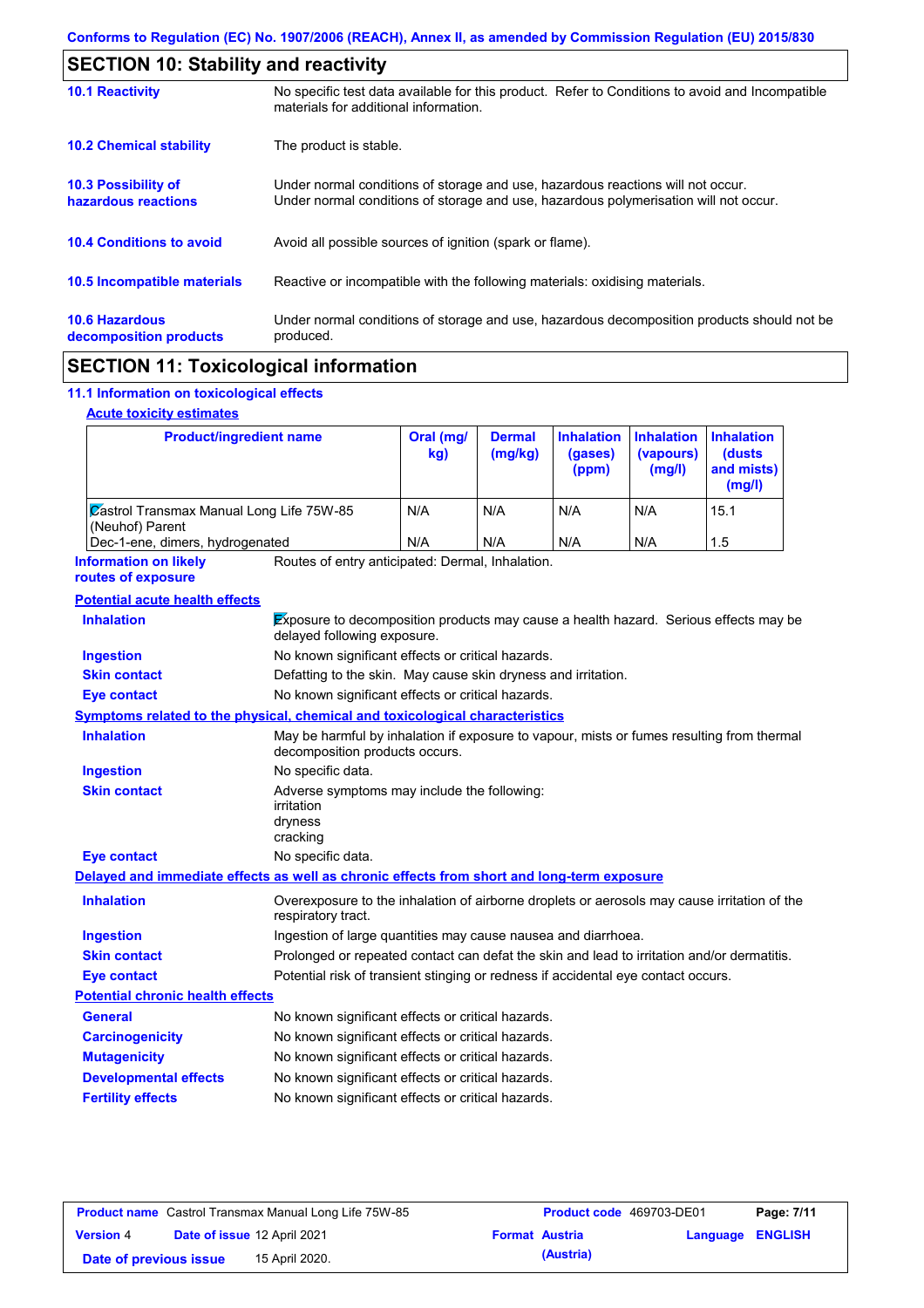## SECTION 10: Stability and reactivity

| | |
|---|---|
| **10.1 Reactivity** | No specific test data available for this product. Refer to Conditions to avoid and Incompatible materials for additional information. |
| **10.2 Chemical stability** | The product is stable. |
| **10.3 Possibility of hazardous reactions** | Under normal conditions of storage and use, hazardous reactions will not occur. Under normal conditions of storage and use, hazardous polymerisation will not occur. |
| **10.4 Conditions to avoid** | Avoid all possible sources of ignition (spark or flame). |
| **10.5 Incompatible materials** | Reactive or incompatible with the following materials: oxidising materials. |
| **10.6 Hazardous decomposition products** | Under normal conditions of storage and use, hazardous decomposition products should not be produced. |

## SECTION 11: Toxicological information

### 11.1 Information on toxicological effects

**Acute toxicity estimates**

| Product/ingredient name | Oral (mg/kg) | Dermal (mg/kg) | Inhalation (gases) (ppm) | Inhalation (vapours) (mg/l) | Inhalation (dusts and mists) (mg/l) |
|---|---|---|---|---|---|
| Castrol Transmax Manual Long Life 75W-85 (Neuhof) Parent | N/A | N/A | N/A | N/A | 15.1 |
| Dec-1-ene, dimers, hydrogenated | N/A | N/A | N/A | N/A | 1.5 |

**Information on likely routes of exposure**: Routes of entry anticipated: Dermal, Inhalation.

**Potential acute health effects**

- **Inhalation**: Exposure to decomposition products may cause a health hazard. Serious effects may be delayed following exposure.
- **Ingestion**: No known significant effects or critical hazards.
- **Skin contact**: Defatting to the skin. May cause skin dryness and irritation.
- **Eye contact**: No known significant effects or critical hazards.

**Symptoms related to the physical, chemical and toxicological characteristics**

- **Inhalation**: May be harmful by inhalation if exposure to vapour, mists or fumes resulting from thermal decomposition products occurs.
- **Ingestion**: No specific data.
- **Skin contact**: Adverse symptoms may include the following:
  irritation
  dryness
  cracking
- **Eye contact**: No specific data.

**Delayed and immediate effects as well as chronic effects from short and long-term exposure**

- **Inhalation**: Overexposure to the inhalation of airborne droplets or aerosols may cause irritation of the respiratory tract.
- **Ingestion**: Ingestion of large quantities may cause nausea and diarrhoea.
- **Skin contact**: Prolonged or repeated contact can defat the skin and lead to irritation and/or dermatitis.
- **Eye contact**: Potential risk of transient stinging or redness if accidental eye contact occurs.

**Potential chronic health effects**

- **General**: No known significant effects or critical hazards.
- **Carcinogenicity**: No known significant effects or critical hazards.
- **Mutagenicity**: No known significant effects or critical hazards.
- **Developmental effects**: No known significant effects or critical hazards.
- **Fertility effects**: No known significant effects or critical hazards.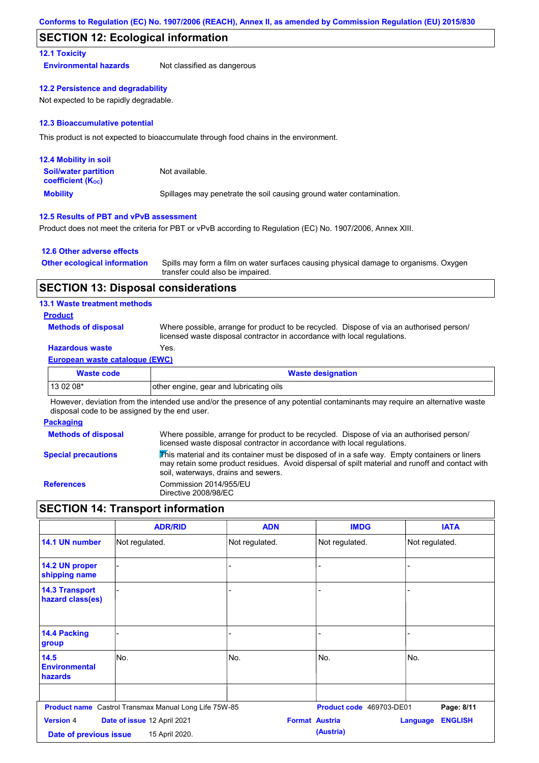Conforms to Regulation (EC) No. 1907/2006 (REACH), Annex II, as amended by Commission Regulation (EU) 2015/830

## SECTION 12: Ecological information

### 12.1 Toxicity

**Environmental hazards** Not classified as dangerous

### 12.2 Persistence and degradability

Not expected to be rapidly degradable.

### 12.3 Bioaccumulative potential

This product is not expected to bioaccumulate through food chains in the environment.

### 12.4 Mobility in soil

**Soil/water partition coefficient ($K_{OC}$)** Not available.

**Mobility** Spillages may penetrate the soil causing ground water contamination.

### 12.5 Results of PBT and vPvB assessment

Product does not meet the criteria for PBT or vPvB according to Regulation (EC) No. 1907/2006, Annex XIII.

### 12.6 Other adverse effects

**Other ecological information** Spills may form a film on water surfaces causing physical damage to organisms. Oxygen transfer could also be impaired.

## SECTION 13: Disposal considerations

### 13.1 Waste treatment methods

**Product**

**Methods of disposal** Where possible, arrange for product to be recycled. Dispose of via an authorised person/ licensed waste disposal contractor in accordance with local regulations.

**Hazardous waste** Yes.

**European waste catalogue (EWC)**

| Waste code | Waste designation |
|---|---|
| 13 02 08* | other engine, gear and lubricating oils |

However, deviation from the intended use and/or the presence of any potential contaminants may require an alternative waste disposal code to be assigned by the end user.

**Packaging**

**Methods of disposal** Where possible, arrange for product to be recycled. Dispose of via an authorised person/ licensed waste disposal contractor in accordance with local regulations.

**Special precautions** This material and its container must be disposed of in a safe way. Empty containers or liners may retain some product residues. Avoid dispersal of spilt material and runoff and contact with soil, waterways, drains and sewers.

**References** Commission 2014/955/EU
Directive 2008/98/EC

## SECTION 14: Transport information

| | ADR/RID | ADN | IMDG | IATA |
|---|---|---|---|---|
| 14.1 UN number | Not regulated. | Not regulated. | Not regulated. | Not regulated. |
| 14.2 UN proper shipping name | - | - | - | - |
| 14.3 Transport hazard class(es) | - | - | - | - |
| 14.4 Packing group | - | - | - | - |
| 14.5 Environmental hazards | No. | No. | No. | No. |
| | | | | |

**Product name** Castrol Transmax Manual Long Life 75W-85 **Product code** 469703-DE01
**Version** 4 **Date of issue** 12 April 2021 **Format** Austria (Austria) **Language** ENGLISH
**Date of previous issue** 15 April 2020.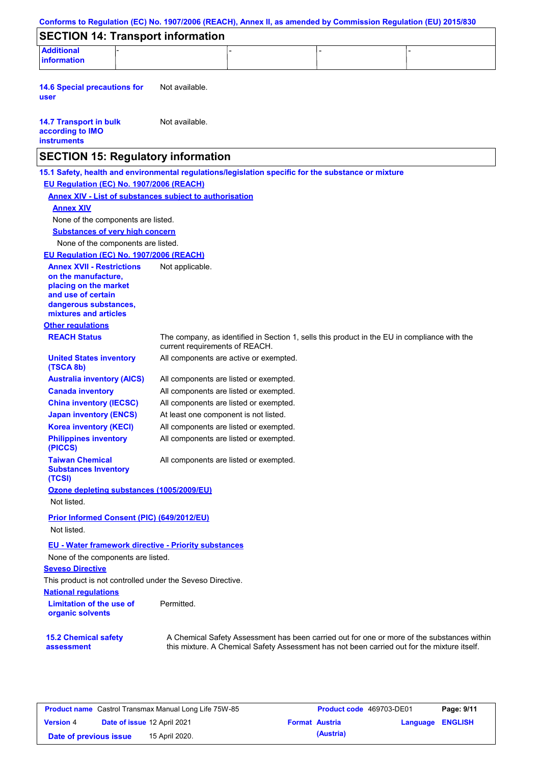## SECTION 14: Transport information

| | | | | |
|---|---|---|---|---|
| **Additional information** | - | - | - | - |

**14.6 Special precautions for user** — Not available.

**14.7 Transport in bulk according to IMO instruments** — Not available.

## SECTION 15: Regulatory information

### 15.1 Safety, health and environmental regulations/legislation specific for the substance or mixture

**EU Regulation (EC) No. 1907/2006 (REACH)**

**Annex XIV - List of substances subject to authorisation**

**Annex XIV**

None of the components are listed.

**Substances of very high concern**

None of the components are listed.

**EU Regulation (EC) No. 1907/2006 (REACH)**

**Annex XVII - Restrictions on the manufacture, placing on the market and use of certain dangerous substances, mixtures and articles** — Not applicable.

**Other regulations**

| | |
|---|---|
| **REACH Status** | The company, as identified in Section 1, sells this product in the EU in compliance with the current requirements of REACH. |
| **United States inventory (TSCA 8b)** | All components are active or exempted. |
| **Australia inventory (AICS)** | All components are listed or exempted. |
| **Canada inventory** | All components are listed or exempted. |
| **China inventory (IECSC)** | All components are listed or exempted. |
| **Japan inventory (ENCS)** | At least one component is not listed. |
| **Korea inventory (KECI)** | All components are listed or exempted. |
| **Philippines inventory (PICCS)** | All components are listed or exempted. |
| **Taiwan Chemical Substances Inventory (TCSI)** | All components are listed or exempted. |

**Ozone depleting substances (1005/2009/EU)**

Not listed.

**Prior Informed Consent (PIC) (649/2012/EU)**

Not listed.

**EU - Water framework directive - Priority substances**

None of the components are listed.

**Seveso Directive**

This product is not controlled under the Seveso Directive.

**National regulations**

**Limitation of the use of organic solvents** — Permitted.

### 15.2 Chemical safety assessment

A Chemical Safety Assessment has been carried out for one or more of the substances within this mixture. A Chemical Safety Assessment has not been carried out for the mixture itself.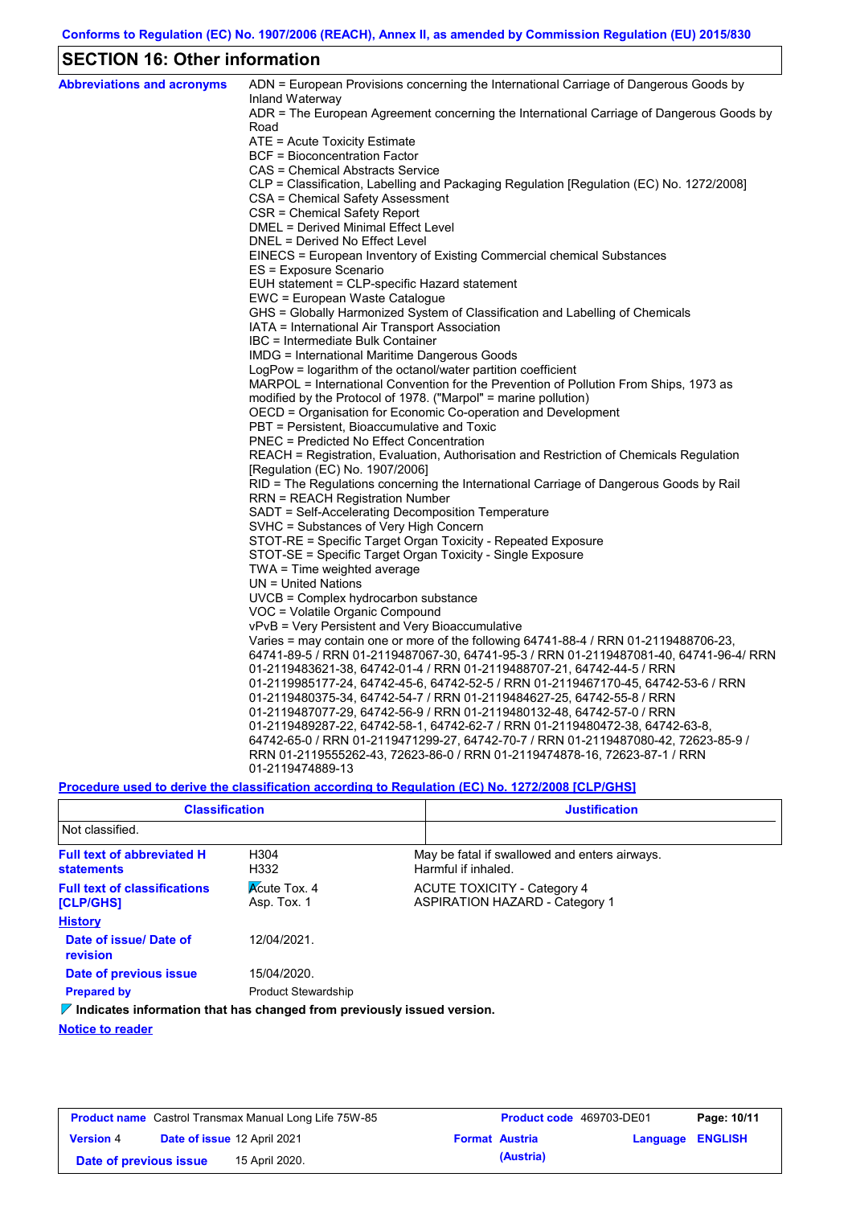## SECTION 16: Other information

**Abbreviations and acronyms**

ADN = European Provisions concerning the International Carriage of Dangerous Goods by Inland Waterway
ADR = The European Agreement concerning the International Carriage of Dangerous Goods by Road
ATE = Acute Toxicity Estimate
BCF = Bioconcentration Factor
CAS = Chemical Abstracts Service
CLP = Classification, Labelling and Packaging Regulation [Regulation (EC) No. 1272/2008]
CSA = Chemical Safety Assessment
CSR = Chemical Safety Report
DMEL = Derived Minimal Effect Level
DNEL = Derived No Effect Level
EINECS = European Inventory of Existing Commercial chemical Substances
ES = Exposure Scenario
EUH statement = CLP-specific Hazard statement
EWC = European Waste Catalogue
GHS = Globally Harmonized System of Classification and Labelling of Chemicals
IATA = International Air Transport Association
IBC = Intermediate Bulk Container
IMDG = International Maritime Dangerous Goods
LogPow = logarithm of the octanol/water partition coefficient
MARPOL = International Convention for the Prevention of Pollution From Ships, 1973 as modified by the Protocol of 1978. ("Marpol" = marine pollution)
OECD = Organisation for Economic Co-operation and Development
PBT = Persistent, Bioaccumulative and Toxic
PNEC = Predicted No Effect Concentration
REACH = Registration, Evaluation, Authorisation and Restriction of Chemicals Regulation [Regulation (EC) No. 1907/2006]
RID = The Regulations concerning the International Carriage of Dangerous Goods by Rail
RRN = REACH Registration Number
SADT = Self-Accelerating Decomposition Temperature
SVHC = Substances of Very High Concern
STOT-RE = Specific Target Organ Toxicity - Repeated Exposure
STOT-SE = Specific Target Organ Toxicity - Single Exposure
TWA = Time weighted average
UN = United Nations
UVCB = Complex hydrocarbon substance
VOC = Volatile Organic Compound
vPvB = Very Persistent and Very Bioaccumulative
Varies = may contain one or more of the following 64741-88-4 / RRN 01-2119488706-23, 64741-89-5 / RRN 01-2119487067-30, 64741-95-3 / RRN 01-2119487081-40, 64741-96-4/ RRN 01-2119483621-38, 64742-01-4 / RRN 01-2119488707-21, 64742-44-5 / RRN 01-2119985177-24, 64742-45-6, 64742-52-5 / RRN 01-2119467170-45, 64742-53-6 / RRN 01-2119480375-34, 64742-54-7 / RRN 01-2119484627-25, 64742-55-8 / RRN 01-2119487077-29, 64742-56-9 / RRN 01-2119480132-48, 64742-57-0 / RRN 01-2119489287-22, 64742-58-1, 64742-62-7 / RRN 01-2119480472-38, 64742-63-8, 64742-65-0 / RRN 01-2119471299-27, 64742-70-7 / RRN 01-2119487080-42, 72623-85-9 / RRN 01-2119555262-43, 72623-86-0 / RRN 01-2119474878-16, 72623-87-1 / RRN 01-2119474889-13

**Procedure used to derive the classification according to Regulation (EC) No. 1272/2008 [CLP/GHS]**

| Classification | Justification |
|---|---|
| Not classified. | |

**Full text of abbreviated H statements**

| | |
|---|---|
| H304 | May be fatal if swallowed and enters airways. |
| H332 | Harmful if inhaled. |

**Full text of classifications [CLP/GHS]**

| | |
|---|---|
| Acute Tox. 4 | ACUTE TOXICITY - Category 4 |
| Asp. Tox. 1 | ASPIRATION HAZARD - Category 1 |

**History**

**Date of issue/ Date of revision** 12/04/2021.

**Date of previous issue** 15/04/2020.

**Prepared by** Product Stewardship

**Indicates information that has changed from previously issued version.**

**Notice to reader**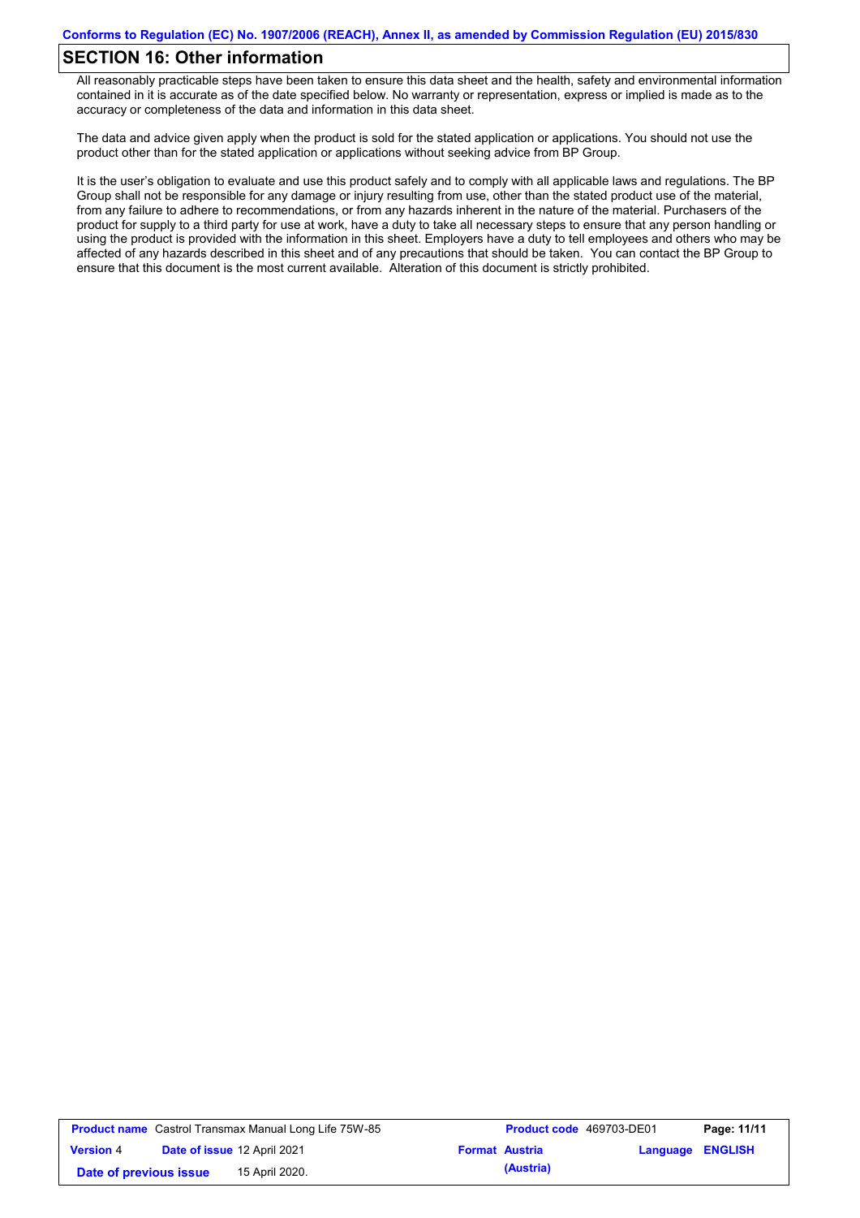## SECTION 16: Other information

All reasonably practicable steps have been taken to ensure this data sheet and the health, safety and environmental information contained in it is accurate as of the date specified below. No warranty or representation, express or implied is made as to the accuracy or completeness of the data and information in this data sheet.

The data and advice given apply when the product is sold for the stated application or applications. You should not use the product other than for the stated application or applications without seeking advice from BP Group.

It is the user's obligation to evaluate and use this product safely and to comply with all applicable laws and regulations. The BP Group shall not be responsible for any damage or injury resulting from use, other than the stated product use of the material, from any failure to adhere to recommendations, or from any hazards inherent in the nature of the material. Purchasers of the product for supply to a third party for use at work, have a duty to take all necessary steps to ensure that any person handling or using the product is provided with the information in this sheet. Employers have a duty to tell employees and others who may be affected of any hazards described in this sheet and of any precautions that should be taken. You can contact the BP Group to ensure that this document is the most current available. Alteration of this document is strictly prohibited.